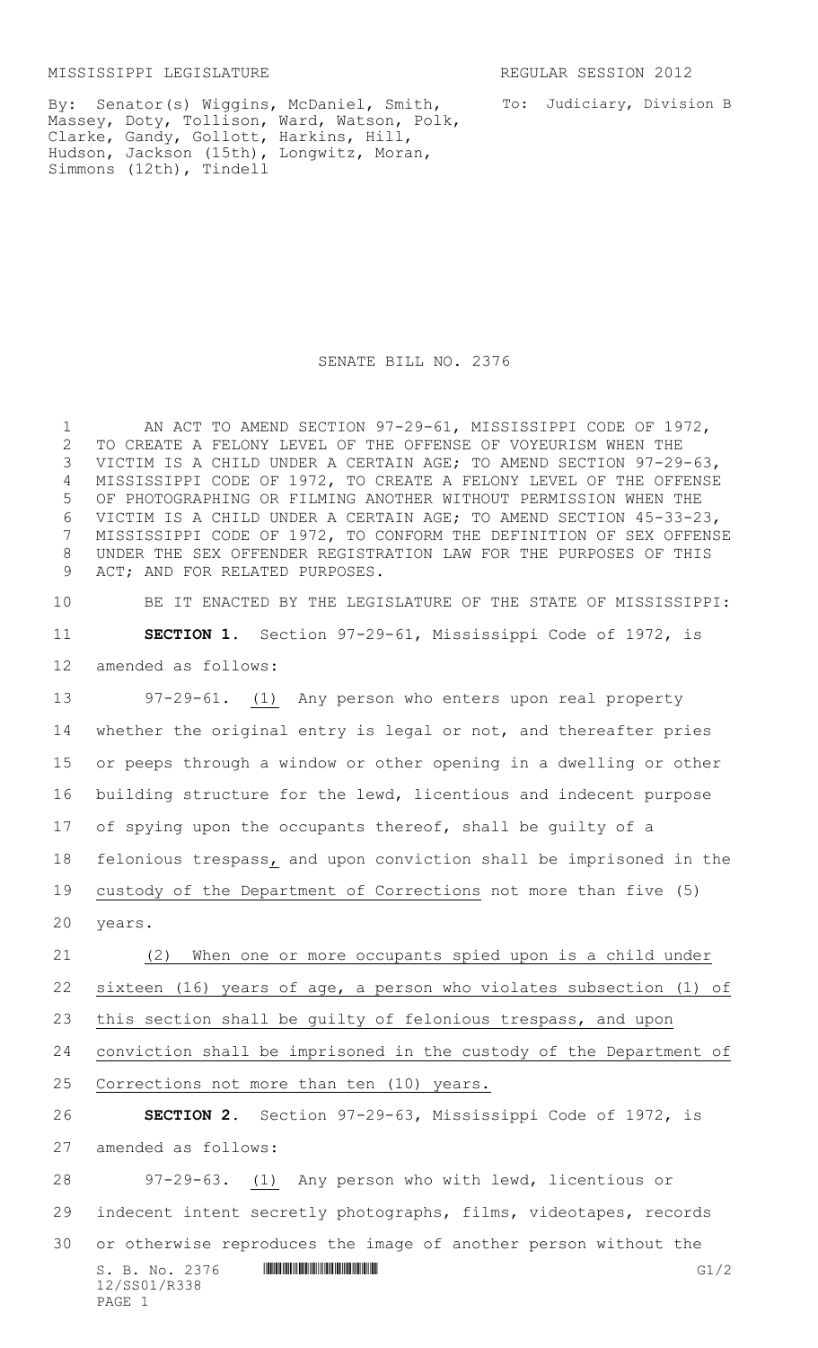MISSISSIPPI LEGISLATURE REGULAR SESSION 2012

By: Senator(s) Wiggins, McDaniel, Smith, Massey, Doty, Tollison, Ward, Watson, Polk, Clarke, Gandy, Gollott, Harkins, Hill, Hudson, Jackson (15th), Longwitz, Moran, Simmons (12th), Tindell

To: Judiciary, Division B

# SENATE BILL NO. 2376

AN ACT TO AMEND SECTION 97-29-61, MISSISSIPPI CODE OF 1972, TO CREATE A FELONY LEVEL OF THE OFFENSE OF VOYEURISM WHEN THE VICTIM IS A CHILD UNDER A CERTAIN AGE; TO AMEND SECTION 97-29-63, MISSISSIPPI CODE OF 1972, TO CREATE A FELONY LEVEL OF THE OFFENSE OF PHOTOGRAPHING OR FILMING ANOTHER WITHOUT PERMISSION WHEN THE VICTIM IS A CHILD UNDER A CERTAIN AGE; TO AMEND SECTION 45-33-23, MISSISSIPPI CODE OF 1972, TO CONFORM THE DEFINITION OF SEX OFFENSE UNDER THE SEX OFFENDER REGISTRATION LAW FOR THE PURPOSES OF THIS ACT; AND FOR RELATED PURPOSES.

BE IT ENACTED BY THE LEGISLATURE OF THE STATE OF MISSISSIPPI:

**SECTION 1.** Section 97-29-61, Mississippi Code of 1972, is amended as follows:

97-29-61. (1) Any person who enters upon real property whether the original entry is legal or not, and thereafter pries or peeps through a window or other opening in a dwelling or other building structure for the lewd, licentious and indecent purpose of spying upon the occupants thereof, shall be guilty of a felonious trespass, and upon conviction shall be imprisoned in the custody of the Department of Corrections not more than five (5) years.

(2) When one or more occupants spied upon is a child under sixteen (16) years of age, a person who violates subsection (1) of this section shall be guilty of felonious trespass, and upon conviction shall be imprisoned in the custody of the Department of Corrections not more than ten (10) years.

**SECTION 2.** Section 97-29-63, Mississippi Code of 1972, is amended as follows:

97-29-63. (1) Any person who with lewd, licentious or indecent intent secretly photographs, films, videotapes, records or otherwise reproduces the image of another person without the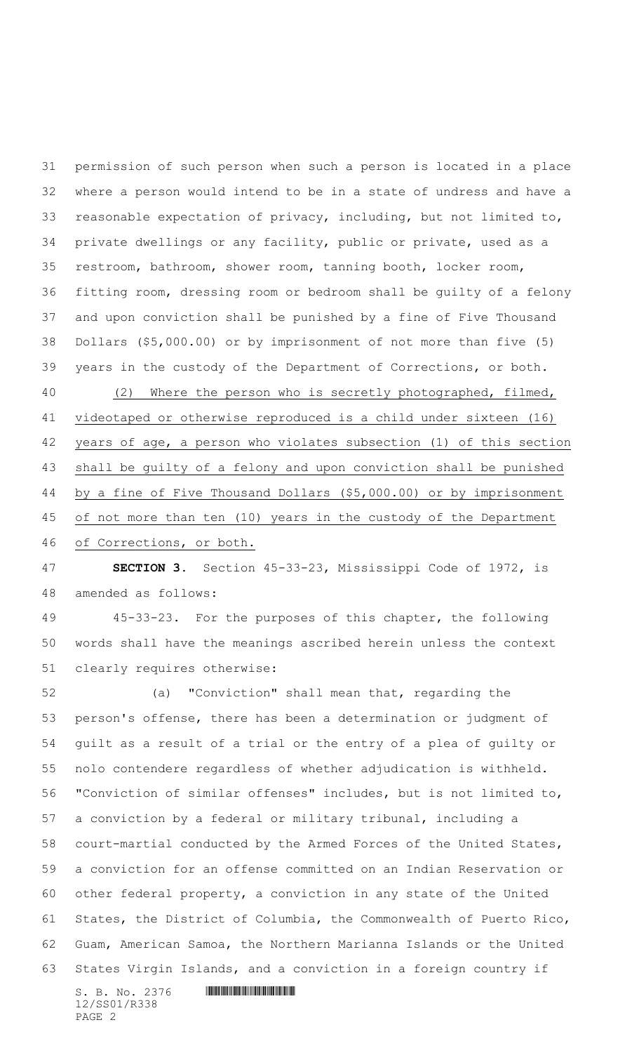permission of such person when such a person is located in a place where a person would intend to be in a state of undress and have a reasonable expectation of privacy, including, but not limited to, private dwellings or any facility, public or private, used as a restroom, bathroom, shower room, tanning booth, locker room, fitting room, dressing room or bedroom shall be guilty of a felony and upon conviction shall be punished by a fine of Five Thousand Dollars ($5,000.00) or by imprisonment of not more than five (5) years in the custody of the Department of Corrections, or both.

(2) Where the person who is secretly photographed, filmed, videotaped or otherwise reproduced is a child under sixteen (16) years of age, a person who violates subsection (1) of this section shall be guilty of a felony and upon conviction shall be punished by a fine of Five Thousand Dollars ($5,000.00) or by imprisonment of not more than ten (10) years in the custody of the Department of Corrections, or both.

**SECTION 3.** Section 45-33-23, Mississippi Code of 1972, is amended as follows:

45-33-23. For the purposes of this chapter, the following words shall have the meanings ascribed herein unless the context clearly requires otherwise:

(a) "Conviction" shall mean that, regarding the person's offense, there has been a determination or judgment of guilt as a result of a trial or the entry of a plea of guilty or nolo contendere regardless of whether adjudication is withheld. "Conviction of similar offenses" includes, but is not limited to, a conviction by a federal or military tribunal, including a court-martial conducted by the Armed Forces of the United States, a conviction for an offense committed on an Indian Reservation or other federal property, a conviction in any state of the United States, the District of Columbia, the Commonwealth of Puerto Rico, Guam, American Samoa, the Northern Marianna Islands or the United States Virgin Islands, and a conviction in a foreign country if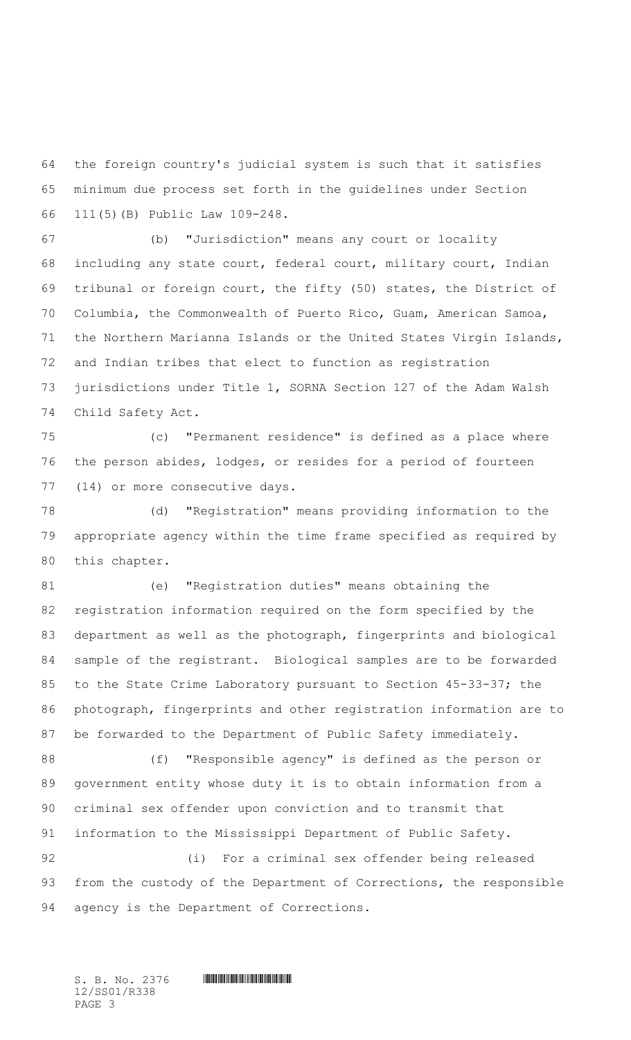the foreign country's judicial system is such that it satisfies minimum due process set forth in the guidelines under Section 111(5)(B) Public Law 109-248.

(b) "Jurisdiction" means any court or locality including any state court, federal court, military court, Indian tribunal or foreign court, the fifty (50) states, the District of Columbia, the Commonwealth of Puerto Rico, Guam, American Samoa, the Northern Marianna Islands or the United States Virgin Islands, and Indian tribes that elect to function as registration jurisdictions under Title 1, SORNA Section 127 of the Adam Walsh Child Safety Act.

(c) "Permanent residence" is defined as a place where the person abides, lodges, or resides for a period of fourteen (14) or more consecutive days.

(d) "Registration" means providing information to the appropriate agency within the time frame specified as required by this chapter.

(e) "Registration duties" means obtaining the registration information required on the form specified by the department as well as the photograph, fingerprints and biological sample of the registrant. Biological samples are to be forwarded to the State Crime Laboratory pursuant to Section 45-33-37; the photograph, fingerprints and other registration information are to be forwarded to the Department of Public Safety immediately.

(f) "Responsible agency" is defined as the person or government entity whose duty it is to obtain information from a criminal sex offender upon conviction and to transmit that information to the Mississippi Department of Public Safety.

(i) For a criminal sex offender being released from the custody of the Department of Corrections, the responsible agency is the Department of Corrections.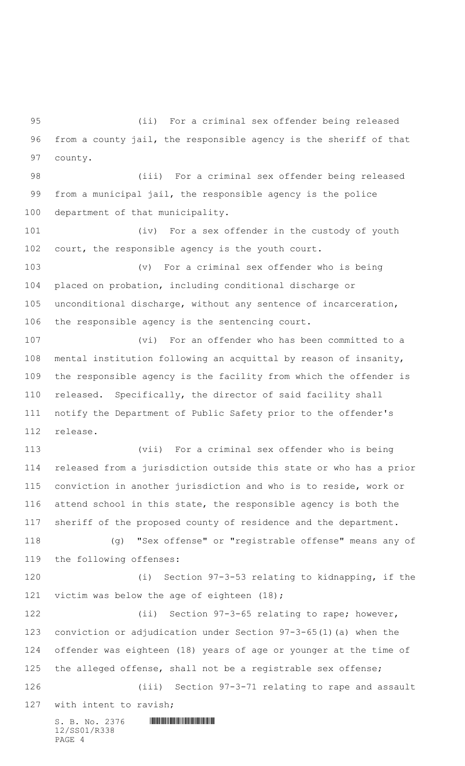(ii) For a criminal sex offender being released from a county jail, the responsible agency is the sheriff of that county.

(iii) For a criminal sex offender being released from a municipal jail, the responsible agency is the police department of that municipality.

(iv) For a sex offender in the custody of youth court, the responsible agency is the youth court.

(v) For a criminal sex offender who is being placed on probation, including conditional discharge or unconditional discharge, without any sentence of incarceration, the responsible agency is the sentencing court.

(vi) For an offender who has been committed to a mental institution following an acquittal by reason of insanity, the responsible agency is the facility from which the offender is released. Specifically, the director of said facility shall notify the Department of Public Safety prior to the offender's release.

(vii) For a criminal sex offender who is being released from a jurisdiction outside this state or who has a prior conviction in another jurisdiction and who is to reside, work or attend school in this state, the responsible agency is both the sheriff of the proposed county of residence and the department.

(g) "Sex offense" or "registrable offense" means any of the following offenses:

(i) Section 97-3-53 relating to kidnapping, if the victim was below the age of eighteen (18);

(ii) Section 97-3-65 relating to rape; however, conviction or adjudication under Section 97-3-65(1)(a) when the offender was eighteen (18) years of age or younger at the time of the alleged offense, shall not be a registrable sex offense;

(iii) Section 97-3-71 relating to rape and assault with intent to ravish;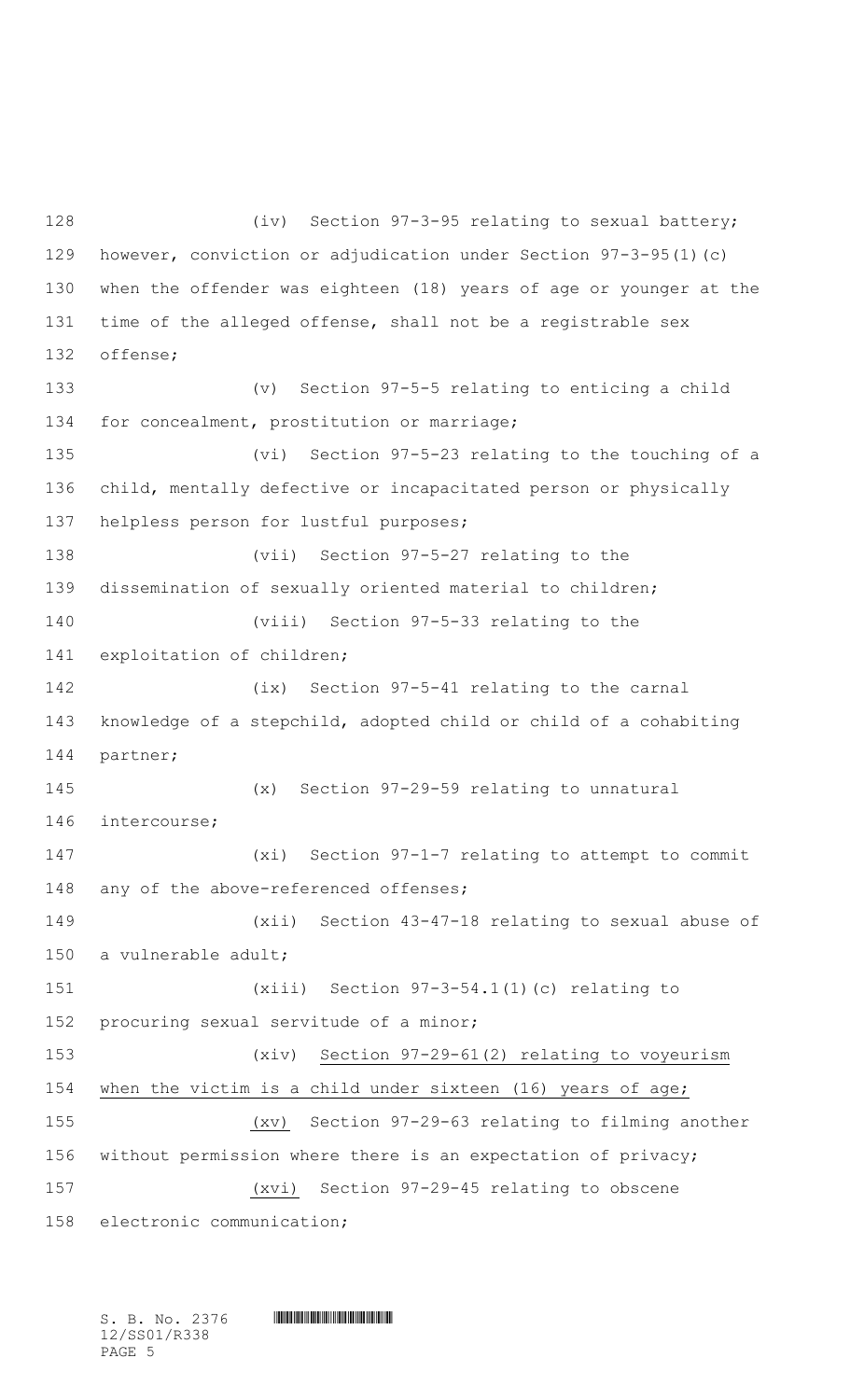(iv) Section 97-3-95 relating to sexual battery; however, conviction or adjudication under Section 97-3-95(1)(c) when the offender was eighteen (18) years of age or younger at the time of the alleged offense, shall not be a registrable sex offense;

(v) Section 97-5-5 relating to enticing a child for concealment, prostitution or marriage;

(vi) Section 97-5-23 relating to the touching of a child, mentally defective or incapacitated person or physically helpless person for lustful purposes;

(vii) Section 97-5-27 relating to the dissemination of sexually oriented material to children;

(viii) Section 97-5-33 relating to the exploitation of children;

(ix) Section 97-5-41 relating to the carnal knowledge of a stepchild, adopted child or child of a cohabiting partner;

(x) Section 97-29-59 relating to unnatural intercourse;

(xi) Section 97-1-7 relating to attempt to commit any of the above-referenced offenses;

(xii) Section 43-47-18 relating to sexual abuse of a vulnerable adult;

(xiii) Section 97-3-54.1(1)(c) relating to procuring sexual servitude of a minor;

(xiv) Section 97-29-61(2) relating to voyeurism when the victim is a child under sixteen (16) years of age;

(xv) Section 97-29-63 relating to filming another without permission where there is an expectation of privacy;

(xvi) Section 97-29-45 relating to obscene electronic communication;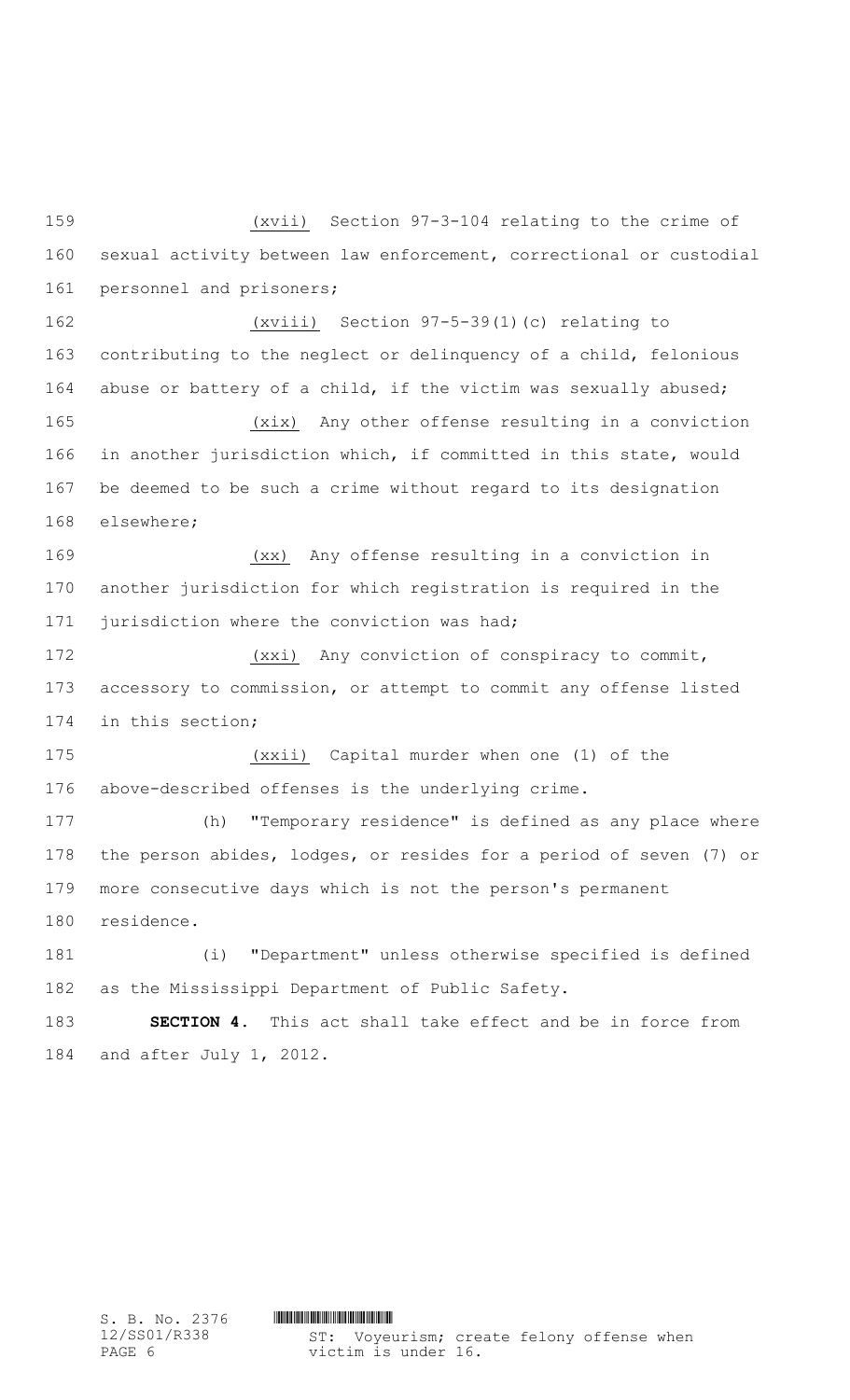(xvii) Section 97-3-104 relating to the crime of sexual activity between law enforcement, correctional or custodial personnel and prisoners;

(xviii) Section 97-5-39(1)(c) relating to contributing to the neglect or delinquency of a child, felonious abuse or battery of a child, if the victim was sexually abused;

(xix) Any other offense resulting in a conviction in another jurisdiction which, if committed in this state, would be deemed to be such a crime without regard to its designation elsewhere;

(xx) Any offense resulting in a conviction in another jurisdiction for which registration is required in the jurisdiction where the conviction was had;

(xxi) Any conviction of conspiracy to commit, accessory to commission, or attempt to commit any offense listed in this section;

(xxii) Capital murder when one (1) of the above-described offenses is the underlying crime.

(h) "Temporary residence" is defined as any place where the person abides, lodges, or resides for a period of seven (7) or more consecutive days which is not the person's permanent residence.

(i) "Department" unless otherwise specified is defined as the Mississippi Department of Public Safety.

**SECTION 4.** This act shall take effect and be in force from and after July 1, 2012.

S. B. No. 2376
12/SS01/R338
ST: Voyeurism; create felony offense when victim is under 16.